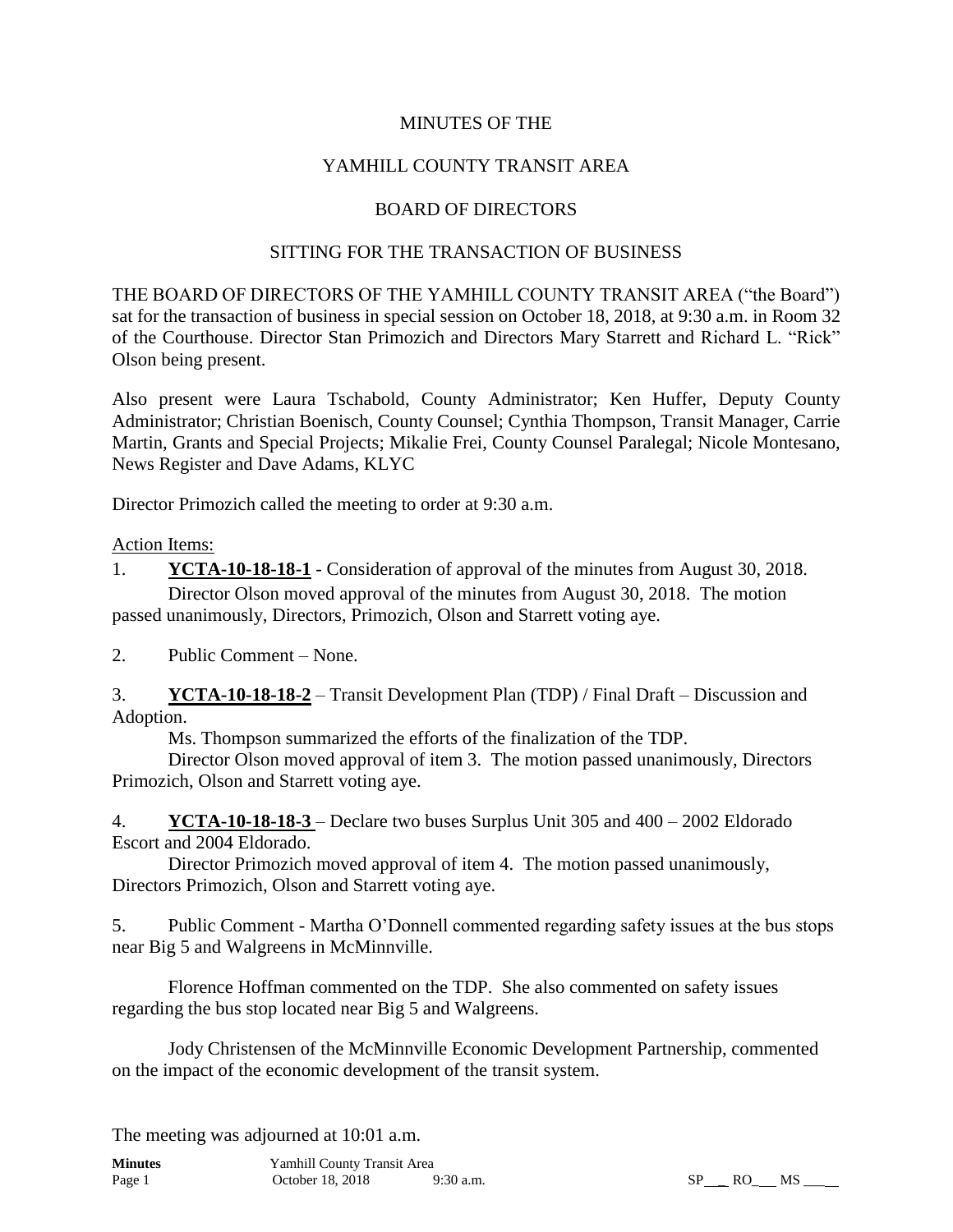MINUTES OF THE

YAMHILL COUNTY TRANSIT AREA

BOARD OF DIRECTORS

SITTING FOR THE TRANSACTION OF BUSINESS

THE BOARD OF DIRECTORS OF THE YAMHILL COUNTY TRANSIT AREA ("the Board") sat for the transaction of business in special session on October 18, 2018, at 9:30 a.m. in Room 32 of the Courthouse. Director Stan Primozich and Directors Mary Starrett and Richard L. "Rick" Olson being present.

Also present were Laura Tschabold, County Administrator; Ken Huffer, Deputy County Administrator; Christian Boenisch, County Counsel; Cynthia Thompson, Transit Manager, Carrie Martin, Grants and Special Projects; Mikalie Frei, County Counsel Paralegal; Nicole Montesano, News Register and Dave Adams, KLYC

Director Primozich called the meeting to order at 9:30 a.m.

Action Items:

1. **YCTA-10-18-18-1** - Consideration of approval of the minutes from August 30, 2018.

   Director Olson moved approval of the minutes from August 30, 2018. The motion passed unanimously, Directors, Primozich, Olson and Starrett voting aye.

2. Public Comment – None.

3. **YCTA-10-18-18-2** – Transit Development Plan (TDP) / Final Draft – Discussion and Adoption.

   Ms. Thompson summarized the efforts of the finalization of the TDP.

   Director Olson moved approval of item 3. The motion passed unanimously, Directors Primozich, Olson and Starrett voting aye.

4. **YCTA-10-18-18-3** – Declare two buses Surplus Unit 305 and 400 – 2002 Eldorado Escort and 2004 Eldorado.

   Director Primozich moved approval of item 4. The motion passed unanimously, Directors Primozich, Olson and Starrett voting aye.

5. Public Comment - Martha O'Donnell commented regarding safety issues at the bus stops near Big 5 and Walgreens in McMinnville.

   Florence Hoffman commented on the TDP. She also commented on safety issues regarding the bus stop located near Big 5 and Walgreens.

   Jody Christensen of the McMinnville Economic Development Partnership, commented on the impact of the economic development of the transit system.

The meeting was adjourned at 10:01 a.m.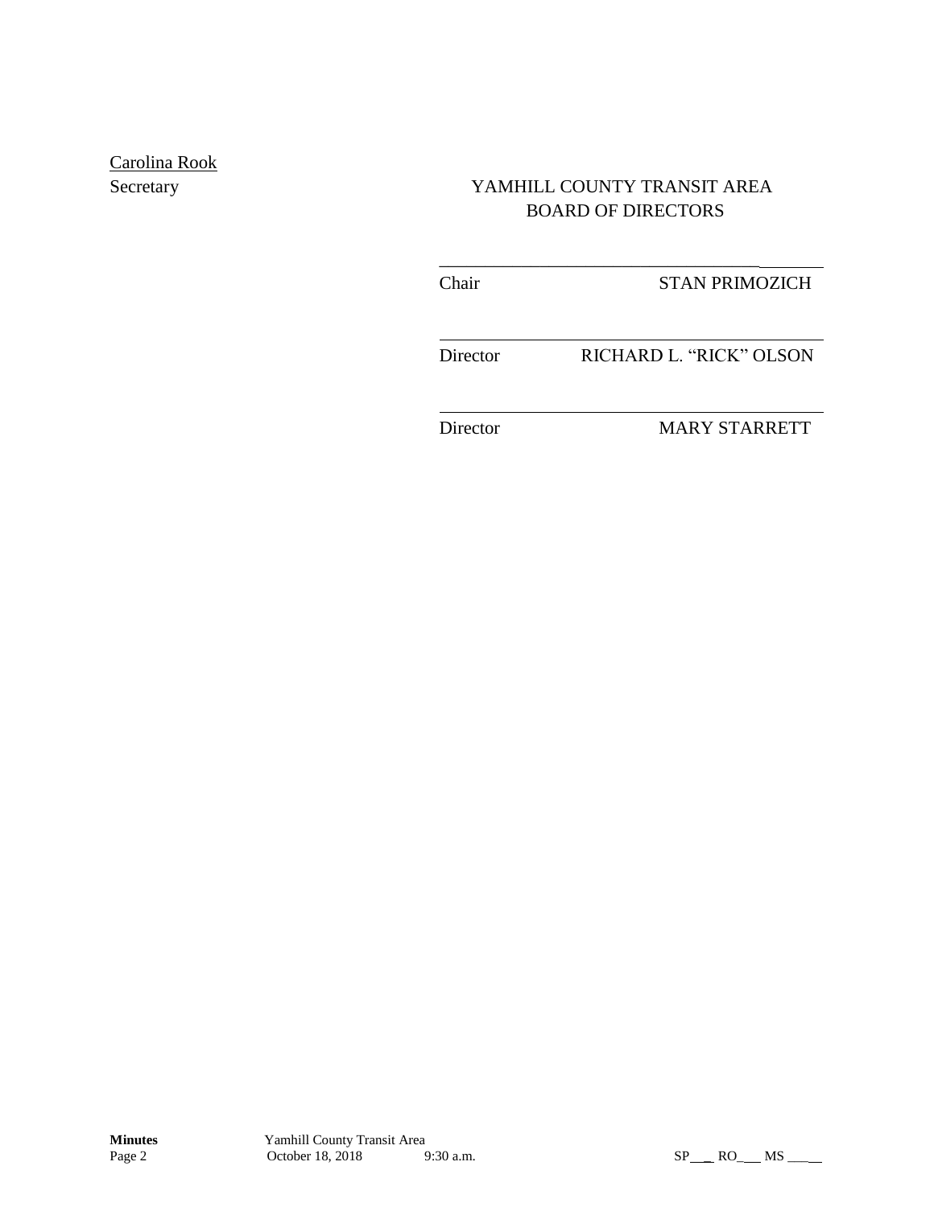Carolina Rook
Secretary

YAMHILL COUNTY TRANSIT AREA
BOARD OF DIRECTORS

\_\_\_\_\_\_\_\_\_\_\_\_\_\_\_\_\_\_\_\_\_\_\_\_\_\_\_\_\_\_\_\_\_\_\_\_\_\_\_\_

Chair STAN PRIMOZICH

\_\_\_\_\_\_\_\_\_\_\_\_\_\_\_\_\_\_\_\_\_\_\_\_\_\_\_\_\_\_\_\_\_\_\_\_\_\_\_\_

Director RICHARD L. "RICK" OLSON

\_\_\_\_\_\_\_\_\_\_\_\_\_\_\_\_\_\_\_\_\_\_\_\_\_\_\_\_\_\_\_\_\_\_\_\_\_\_\_\_

Director MARY STARRETT